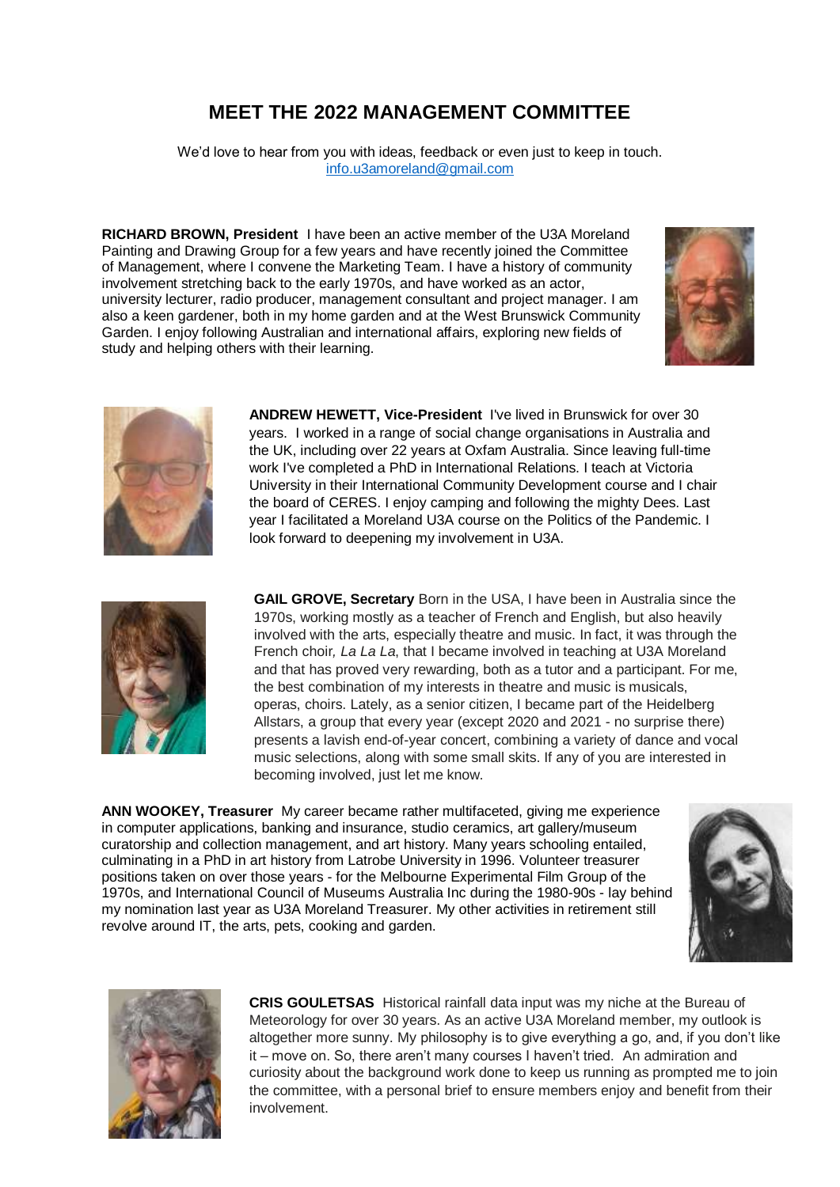# MEET THE 2022 MANAGEMENT COMMITTEE

We'd love to hear from you with ideas, feedback or even just to keep in touch.
[info.u3amoreland@gmail.com](mailto:info.u3amoreland@gmail.com)

**RICHARD BROWN, President** I have been an active member of the U3A Moreland Painting and Drawing Group for a few years and have recently joined the Committee of Management, where I convene the Marketing Team. I have a history of community involvement stretching back to the early 1970s, and have worked as an actor, university lecturer, radio producer, management consultant and project manager. I am also a keen gardener, both in my home garden and at the West Brunswick Community Garden. I enjoy following Australian and international affairs, exploring new fields of study and helping others with their learning.

**ANDREW HEWETT, Vice-President** I've lived in Brunswick for over 30 years. I worked in a range of social change organisations in Australia and the UK, including over 22 years at Oxfam Australia. Since leaving full-time work I've completed a PhD in International Relations. I teach at Victoria University in their International Community Development course and I chair the board of CERES. I enjoy camping and following the mighty Dees. Last year I facilitated a Moreland U3A course on the Politics of the Pandemic. I look forward to deepening my involvement in U3A.

**GAIL GROVE, Secretary** Born in the USA, I have been in Australia since the 1970s, working mostly as a teacher of French and English, but also heavily involved with the arts, especially theatre and music. In fact, it was through the French choir, *La La La*, that I became involved in teaching at U3A Moreland and that has proved very rewarding, both as a tutor and a participant. For me, the best combination of my interests in theatre and music is musicals, operas, choirs. Lately, as a senior citizen, I became part of the Heidelberg Allstars, a group that every year (except 2020 and 2021 - no surprise there) presents a lavish end-of-year concert, combining a variety of dance and vocal music selections, along with some small skits. If any of you are interested in becoming involved, just let me know.

**ANN WOOKEY, Treasurer** My career became rather multifaceted, giving me experience in computer applications, banking and insurance, studio ceramics, art gallery/museum curatorship and collection management, and art history. Many years schooling entailed, culminating in a PhD in art history from Latrobe University in 1996. Volunteer treasurer positions taken on over those years - for the Melbourne Experimental Film Group of the 1970s, and International Council of Museums Australia Inc during the 1980-90s - lay behind my nomination last year as U3A Moreland Treasurer. My other activities in retirement still revolve around IT, the arts, pets, cooking and garden.

**CRIS GOULETSAS** Historical rainfall data input was my niche at the Bureau of Meteorology for over 30 years. As an active U3A Moreland member, my outlook is altogether more sunny. My philosophy is to give everything a go, and, if you don't like it – move on. So, there aren't many courses I haven't tried. An admiration and curiosity about the background work done to keep us running as prompted me to join the committee, with a personal brief to ensure members enjoy and benefit from their involvement.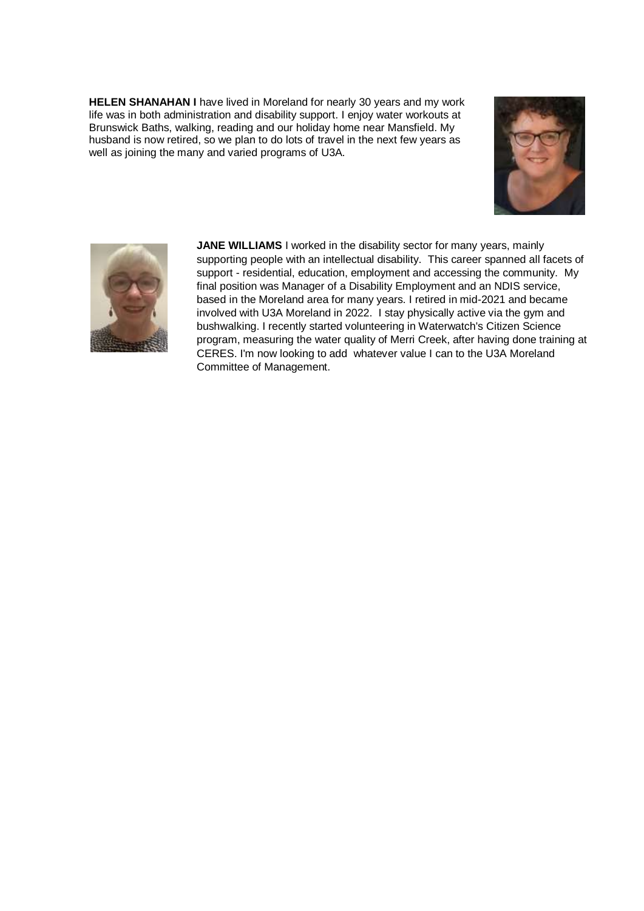**HELEN SHANAHAN I** have lived in Moreland for nearly 30 years and my work life was in both administration and disability support. I enjoy water workouts at Brunswick Baths, walking, reading and our holiday home near Mansfield. My husband is now retired, so we plan to do lots of travel in the next few years as well as joining the many and varied programs of U3A.

**JANE WILLIAMS** I worked in the disability sector for many years, mainly supporting people with an intellectual disability. This career spanned all facets of support - residential, education, employment and accessing the community. My final position was Manager of a Disability Employment and an NDIS service, based in the Moreland area for many years. I retired in mid-2021 and became involved with U3A Moreland in 2022. I stay physically active via the gym and bushwalking. I recently started volunteering in Waterwatch's Citizen Science program, measuring the water quality of Merri Creek, after having done training at CERES. I'm now looking to add whatever value I can to the U3A Moreland Committee of Management.